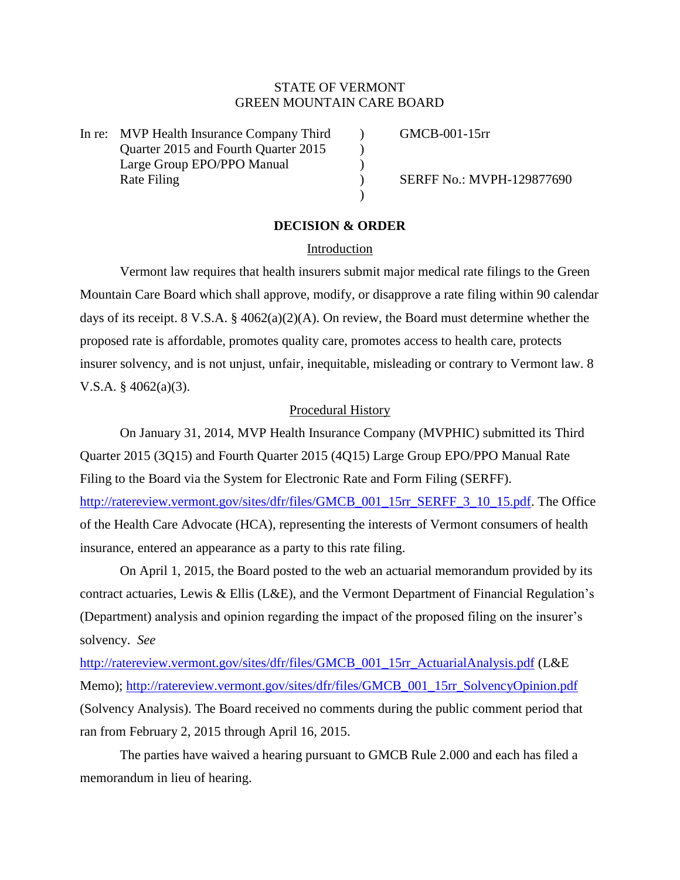STATE OF VERMONT
GREEN MOUNTAIN CARE BOARD

| | | |
|---|---|---|
| In re: MVP Health Insurance Company Third Quarter 2015 and Fourth Quarter 2015 Large Group EPO/PPO Manual Rate Filing | ) ) ) ) ) | GMCB-001-15rr<br><br>SERFF No.: MVPH-129877690 |

## DECISION & ORDER

### Introduction

Vermont law requires that health insurers submit major medical rate filings to the Green Mountain Care Board which shall approve, modify, or disapprove a rate filing within 90 calendar days of its receipt. 8 V.S.A. § 4062(a)(2)(A). On review, the Board must determine whether the proposed rate is affordable, promotes quality care, promotes access to health care, protects insurer solvency, and is not unjust, unfair, inequitable, misleading or contrary to Vermont law. 8 V.S.A. § 4062(a)(3).

### Procedural History

On January 31, 2014, MVP Health Insurance Company (MVPHIC) submitted its Third Quarter 2015 (3Q15) and Fourth Quarter 2015 (4Q15) Large Group EPO/PPO Manual Rate Filing to the Board via the System for Electronic Rate and Form Filing (SERFF). http://ratereview.vermont.gov/sites/dfr/files/GMCB_001_15rr_SERFF_3_10_15.pdf. The Office of the Health Care Advocate (HCA), representing the interests of Vermont consumers of health insurance, entered an appearance as a party to this rate filing.

On April 1, 2015, the Board posted to the web an actuarial memorandum provided by its contract actuaries, Lewis & Ellis (L&E), and the Vermont Department of Financial Regulation's (Department) analysis and opinion regarding the impact of the proposed filing on the insurer's solvency. *See* http://ratereview.vermont.gov/sites/dfr/files/GMCB_001_15rr_ActuarialAnalysis.pdf (L&E Memo); http://ratereview.vermont.gov/sites/dfr/files/GMCB_001_15rr_SolvencyOpinion.pdf (Solvency Analysis). The Board received no comments during the public comment period that ran from February 2, 2015 through April 16, 2015.

The parties have waived a hearing pursuant to GMCB Rule 2.000 and each has filed a memorandum in lieu of hearing.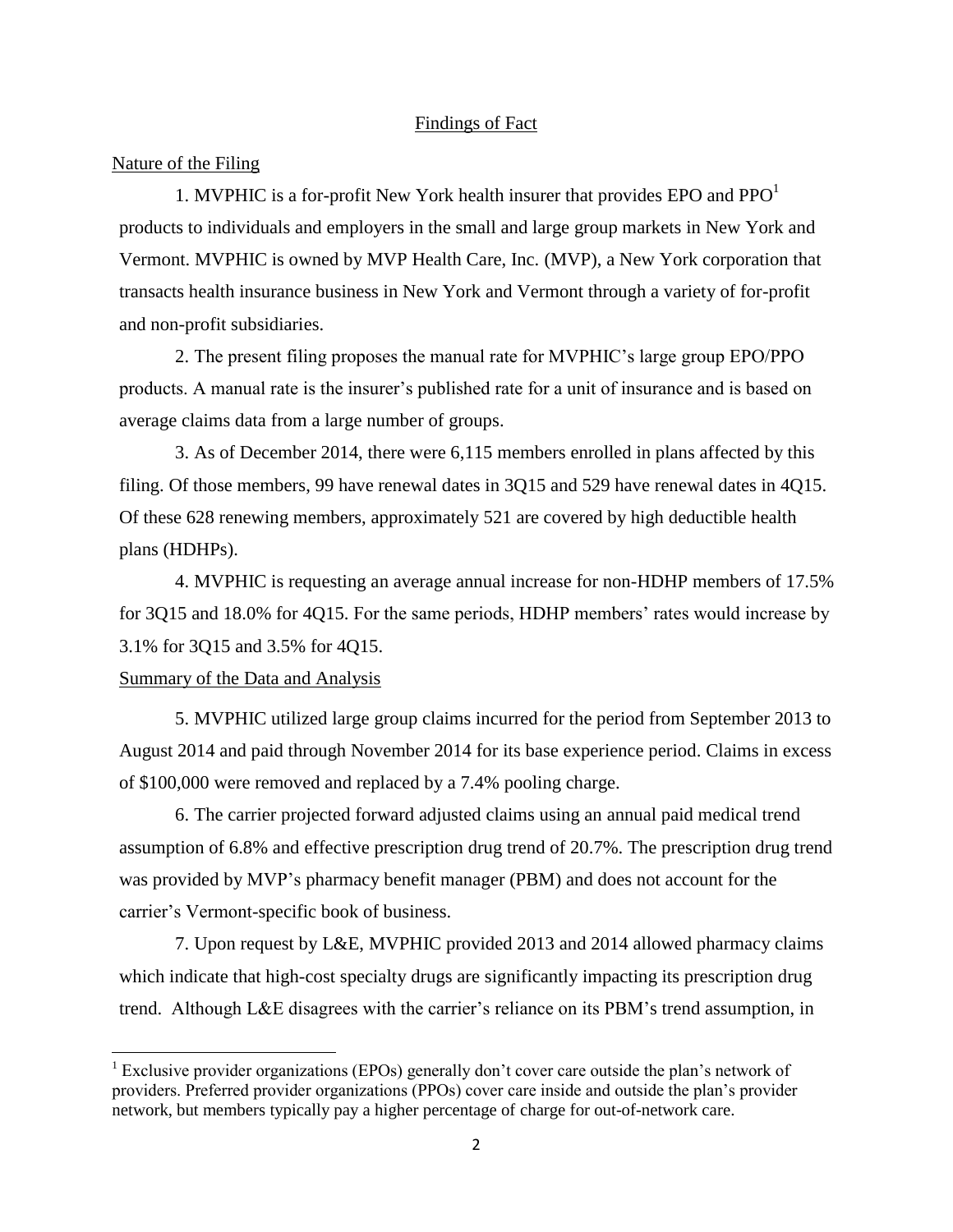## Findings of Fact

### Nature of the Filing

1. MVPHIC is a for-profit New York health insurer that provides EPO and PPO[1] products to individuals and employers in the small and large group markets in New York and Vermont. MVPHIC is owned by MVP Health Care, Inc. (MVP), a New York corporation that transacts health insurance business in New York and Vermont through a variety of for-profit and non-profit subsidiaries.

2. The present filing proposes the manual rate for MVPHIC's large group EPO/PPO products. A manual rate is the insurer's published rate for a unit of insurance and is based on average claims data from a large number of groups.

3. As of December 2014, there were 6,115 members enrolled in plans affected by this filing. Of those members, 99 have renewal dates in 3Q15 and 529 have renewal dates in 4Q15. Of these 628 renewing members, approximately 521 are covered by high deductible health plans (HDHPs).

4. MVPHIC is requesting an average annual increase for non-HDHP members of 17.5% for 3Q15 and 18.0% for 4Q15. For the same periods, HDHP members' rates would increase by 3.1% for 3Q15 and 3.5% for 4Q15.

### Summary of the Data and Analysis

5. MVPHIC utilized large group claims incurred for the period from September 2013 to August 2014 and paid through November 2014 for its base experience period. Claims in excess of $100,000 were removed and replaced by a 7.4% pooling charge.

6. The carrier projected forward adjusted claims using an annual paid medical trend assumption of 6.8% and effective prescription drug trend of 20.7%. The prescription drug trend was provided by MVP's pharmacy benefit manager (PBM) and does not account for the carrier's Vermont-specific book of business.

7. Upon request by L&E, MVPHIC provided 2013 and 2014 allowed pharmacy claims which indicate that high-cost specialty drugs are significantly impacting its prescription drug trend. Although L&E disagrees with the carrier's reliance on its PBM's trend assumption, in

---

[1] Exclusive provider organizations (EPOs) generally don't cover care outside the plan's network of providers. Preferred provider organizations (PPOs) cover care inside and outside the plan's provider network, but members typically pay a higher percentage of charge for out-of-network care.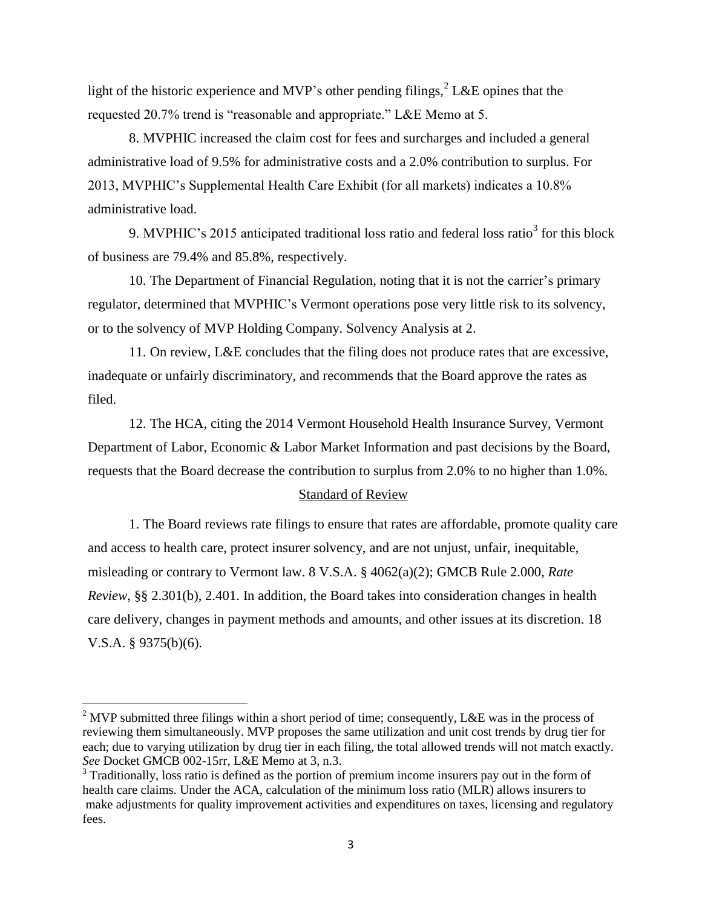light of the historic experience and MVP's other pending filings,[2] L&E opines that the requested 20.7% trend is "reasonable and appropriate." L&E Memo at 5.

8. MVPHIC increased the claim cost for fees and surcharges and included a general administrative load of 9.5% for administrative costs and a 2.0% contribution to surplus. For 2013, MVPHIC's Supplemental Health Care Exhibit (for all markets) indicates a 10.8% administrative load.

9. MVPHIC's 2015 anticipated traditional loss ratio and federal loss ratio[3] for this block of business are 79.4% and 85.8%, respectively.

10. The Department of Financial Regulation, noting that it is not the carrier's primary regulator, determined that MVPHIC's Vermont operations pose very little risk to its solvency, or to the solvency of MVP Holding Company. Solvency Analysis at 2.

11. On review, L&E concludes that the filing does not produce rates that are excessive, inadequate or unfairly discriminatory, and recommends that the Board approve the rates as filed.

12. The HCA, citing the 2014 Vermont Household Health Insurance Survey, Vermont Department of Labor, Economic & Labor Market Information and past decisions by the Board, requests that the Board decrease the contribution to surplus from 2.0% to no higher than 1.0%.

## Standard of Review

1. The Board reviews rate filings to ensure that rates are affordable, promote quality care and access to health care, protect insurer solvency, and are not unjust, unfair, inequitable, misleading or contrary to Vermont law. 8 V.S.A. § 4062(a)(2); GMCB Rule 2.000, *Rate Review*, §§ 2.301(b), 2.401. In addition, the Board takes into consideration changes in health care delivery, changes in payment methods and amounts, and other issues at its discretion. 18 V.S.A. § 9375(b)(6).

---

[2] MVP submitted three filings within a short period of time; consequently, L&E was in the process of reviewing them simultaneously. MVP proposes the same utilization and unit cost trends by drug tier for each; due to varying utilization by drug tier in each filing, the total allowed trends will not match exactly. *See* Docket GMCB 002-15rr, L&E Memo at 3, n.3.

[3] Traditionally, loss ratio is defined as the portion of premium income insurers pay out in the form of health care claims. Under the ACA, calculation of the minimum loss ratio (MLR) allows insurers to make adjustments for quality improvement activities and expenditures on taxes, licensing and regulatory fees.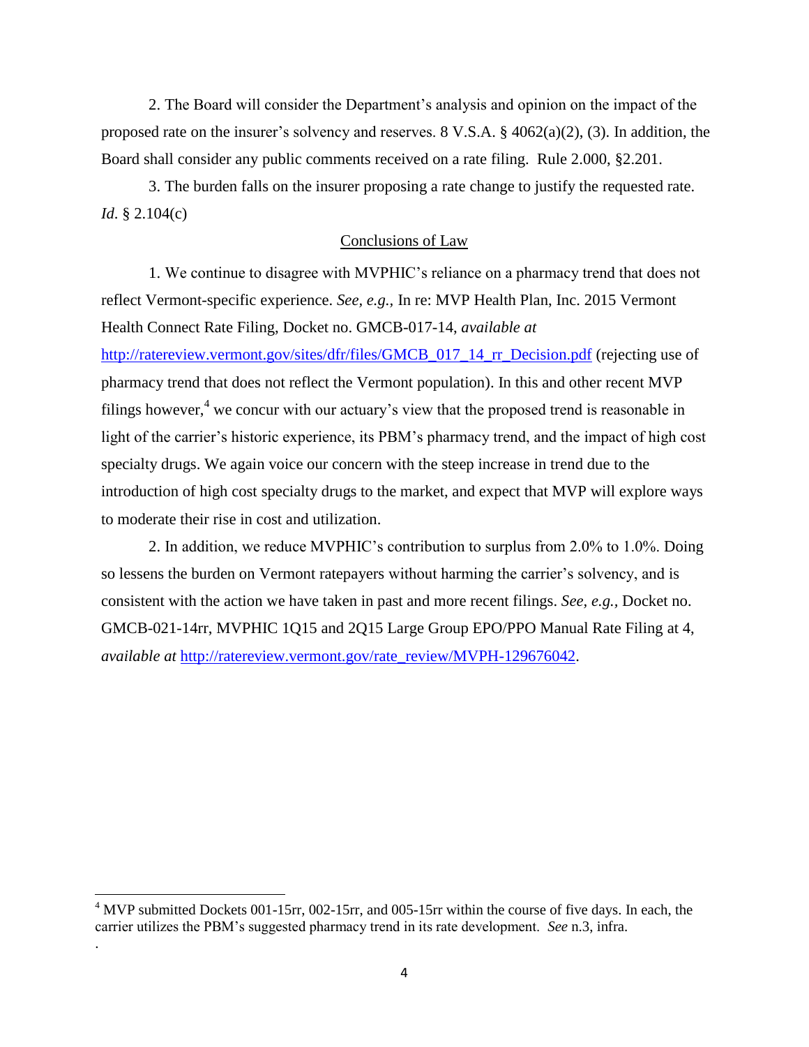2. The Board will consider the Department's analysis and opinion on the impact of the proposed rate on the insurer's solvency and reserves. 8 V.S.A. § 4062(a)(2), (3). In addition, the Board shall consider any public comments received on a rate filing. Rule 2.000, §2.201.

3. The burden falls on the insurer proposing a rate change to justify the requested rate. *Id*. § 2.104(c)

## Conclusions of Law

1. We continue to disagree with MVPHIC's reliance on a pharmacy trend that does not reflect Vermont-specific experience. *See, e.g.,* In re: MVP Health Plan, Inc. 2015 Vermont Health Connect Rate Filing, Docket no. GMCB-017-14, *available at* http://ratereview.vermont.gov/sites/dfr/files/GMCB_017_14_rr_Decision.pdf (rejecting use of pharmacy trend that does not reflect the Vermont population). In this and other recent MVP filings however,[4] we concur with our actuary's view that the proposed trend is reasonable in light of the carrier's historic experience, its PBM's pharmacy trend, and the impact of high cost specialty drugs. We again voice our concern with the steep increase in trend due to the introduction of high cost specialty drugs to the market, and expect that MVP will explore ways to moderate their rise in cost and utilization.

2. In addition, we reduce MVPHIC's contribution to surplus from 2.0% to 1.0%. Doing so lessens the burden on Vermont ratepayers without harming the carrier's solvency, and is consistent with the action we have taken in past and more recent filings. *See, e.g.,* Docket no. GMCB-021-14rr, MVPHIC 1Q15 and 2Q15 Large Group EPO/PPO Manual Rate Filing at 4, *available at* http://ratereview.vermont.gov/rate_review/MVPH-129676042.

---

[4] MVP submitted Dockets 001-15rr, 002-15rr, and 005-15rr within the course of five days. In each, the carrier utilizes the PBM's suggested pharmacy trend in its rate development. *See* n.3, infra.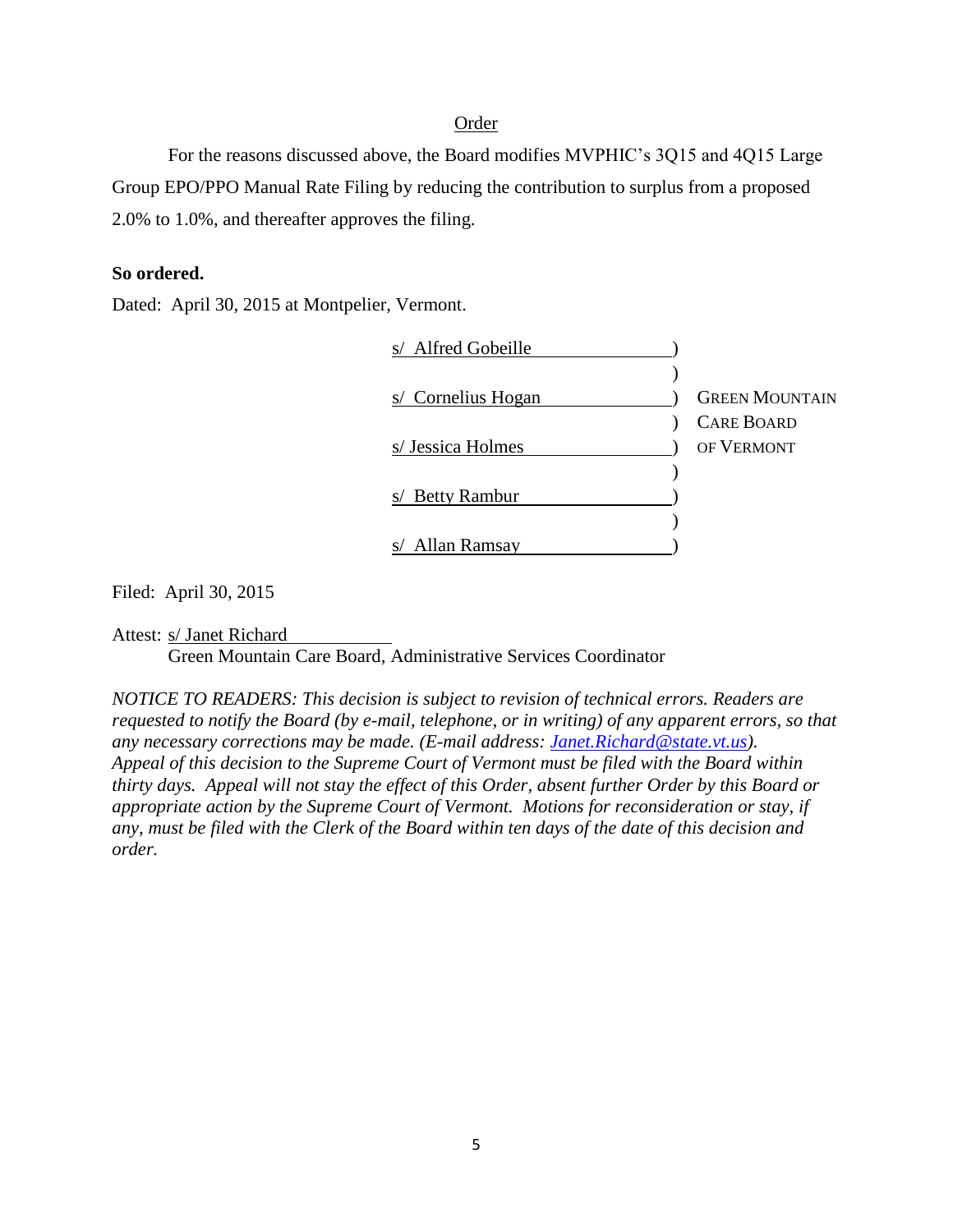## Order

For the reasons discussed above, the Board modifies MVPHIC's 3Q15 and 4Q15 Large Group EPO/PPO Manual Rate Filing by reducing the contribution to surplus from a proposed 2.0% to 1.0%, and thereafter approves the filing.

**So ordered.**

Dated: April 30, 2015 at Montpelier, Vermont.

s/ Alfred Gobeille )
)
s/ Cornelius Hogan ) GREEN MOUNTAIN
) CARE BOARD
s/ Jessica Holmes ) OF VERMONT
)
s/ Betty Rambur )
)
s/ Allan Ramsay )

Filed: April 30, 2015

Attest: s/ Janet Richard
Green Mountain Care Board, Administrative Services Coordinator

*NOTICE TO READERS: This decision is subject to revision of technical errors. Readers are requested to notify the Board (by e-mail, telephone, or in writing) of any apparent errors, so that any necessary corrections may be made. (E-mail address: Janet.Richard@state.vt.us). Appeal of this decision to the Supreme Court of Vermont must be filed with the Board within thirty days. Appeal will not stay the effect of this Order, absent further Order by this Board or appropriate action by the Supreme Court of Vermont. Motions for reconsideration or stay, if any, must be filed with the Clerk of the Board within ten days of the date of this decision and order.*